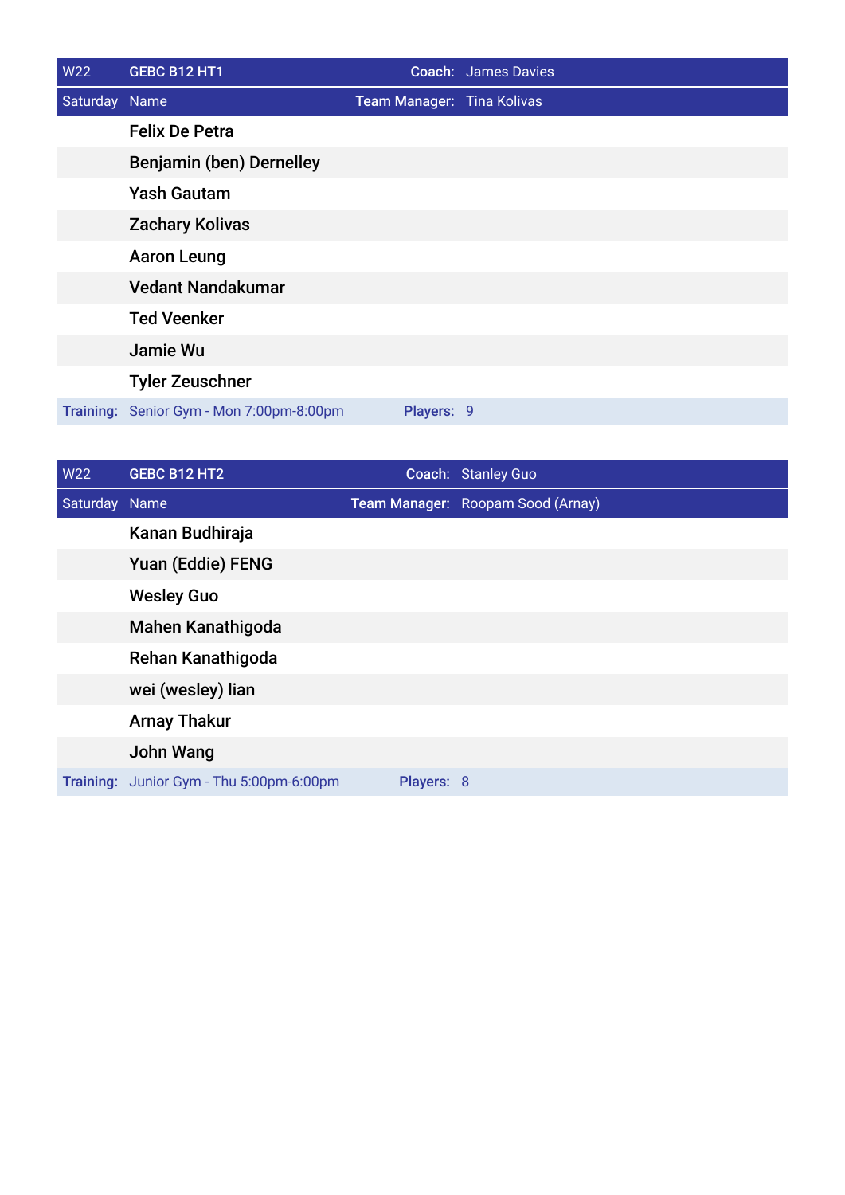| W22 | GEBC B12 HT1 | Coach: | James Davies |
|---|---|---|---|
| Saturday | Name | Team Manager: | Tina Kolivas |
| | Felix De Petra | | |
| | Benjamin (ben) Dernelley | | |
| | Yash Gautam | | |
| | Zachary Kolivas | | |
| | Aaron Leung | | |
| | Vedant Nandakumar | | |
| | Ted Veenker | | |
| | Jamie Wu | | |
| | Tyler Zeuschner | | |
| Training: | Senior Gym - Mon 7:00pm-8:00pm | Players: | 9 |

| W22 | GEBC B12 HT2 | Coach: | Stanley Guo |
|---|---|---|---|
| Saturday | Name | Team Manager: | Roopam Sood (Arnay) |
| | Kanan Budhiraja | | |
| | Yuan (Eddie) FENG | | |
| | Wesley Guo | | |
| | Mahen Kanathigoda | | |
| | Rehan Kanathigoda | | |
| | wei (wesley) lian | | |
| | Arnay Thakur | | |
| | John Wang | | |
| Training: | Junior Gym - Thu 5:00pm-6:00pm | Players: | 8 |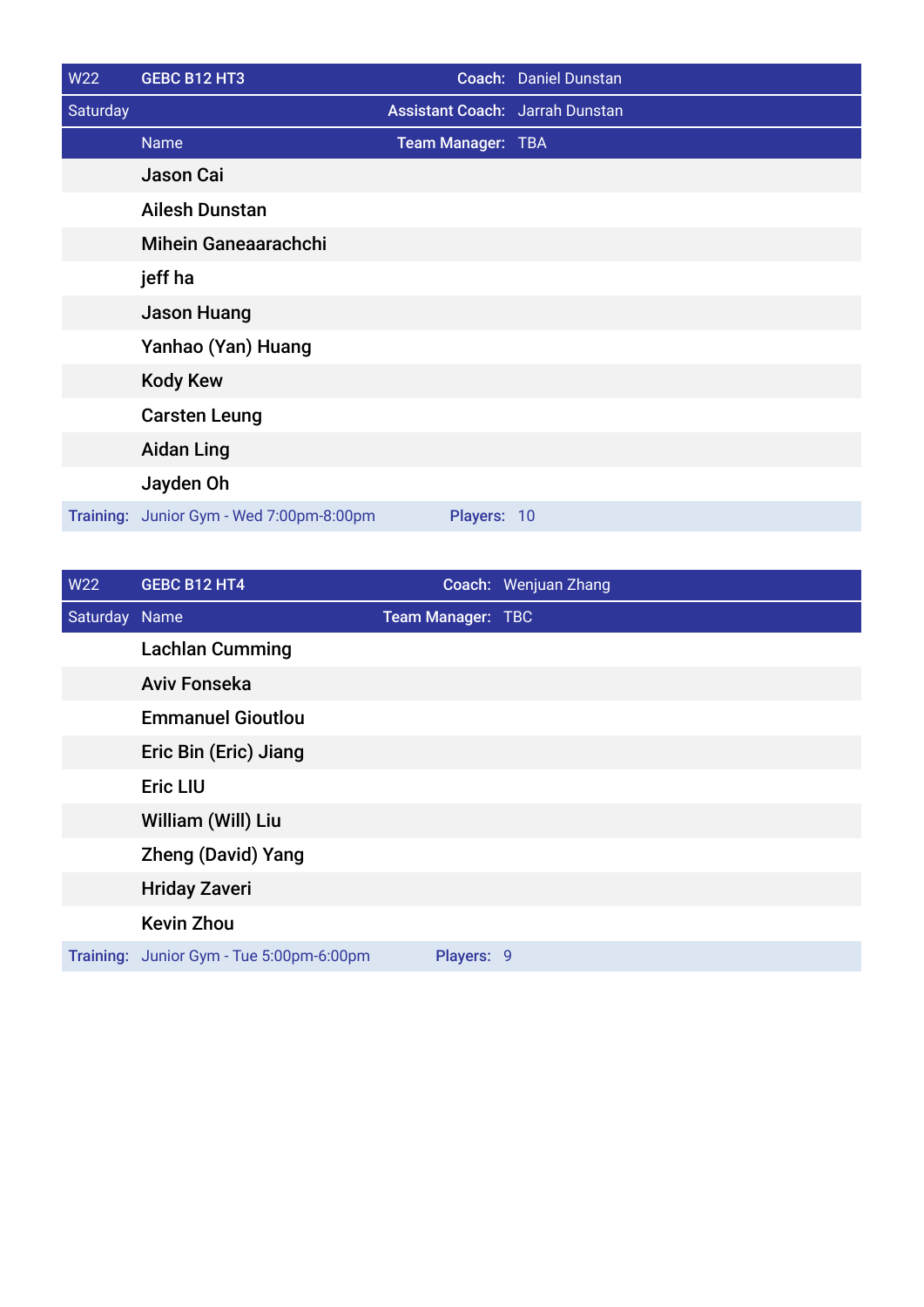| W22 | GEBC B12 HT3 | Coach: | Daniel Dunstan |
|---|---|---|---|
| Saturday | | Assistant Coach: | Jarrah Dunstan |
| | Name | Team Manager: | TBA |
| | Jason Cai | | |
| | Ailesh Dunstan | | |
| | Mihein Ganeaarachchi | | |
| | jeff ha | | |
| | Jason Huang | | |
| | Yanhao (Yan) Huang | | |
| | Kody Kew | | |
| | Carsten Leung | | |
| | Aidan Ling | | |
| | Jayden Oh | | |
| Training: | Junior Gym - Wed 7:00pm-8:00pm | Players: | 10 |

| W22 | GEBC B12 HT4 | Coach: | Wenjuan Zhang |
|---|---|---|---|
| Saturday | Name | Team Manager: | TBC |
| | Lachlan Cumming | | |
| | Aviv Fonseka | | |
| | Emmanuel Gioutlou | | |
| | Eric Bin (Eric) Jiang | | |
| | Eric LIU | | |
| | William (Will) Liu | | |
| | Zheng (David) Yang | | |
| | Hriday Zaveri | | |
| | Kevin Zhou | | |
| Training: | Junior Gym - Tue 5:00pm-6:00pm | Players: | 9 |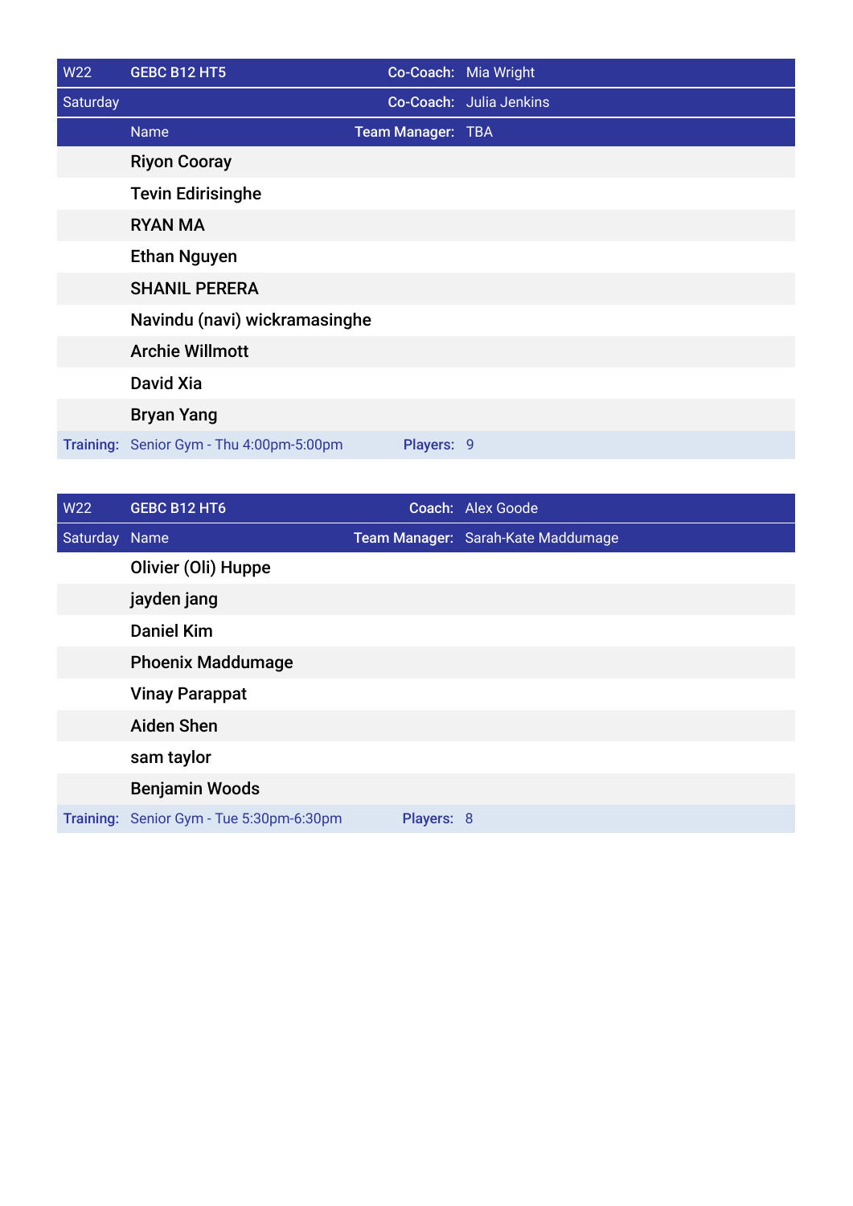| W22 | GEBC B12 HT5 | Co-Coach: | Mia Wright |
|---|---|---|---|
| Saturday | | Co-Coach: | Julia Jenkins |
| | Name | Team Manager: | TBA |
| | Riyon Cooray | | |
| | Tevin Edirisinghe | | |
| | RYAN MA | | |
| | Ethan Nguyen | | |
| | SHANIL PERERA | | |
| | Navindu (navi) wickramasinghe | | |
| | Archie Willmott | | |
| | David Xia | | |
| | Bryan Yang | | |
| Training: | Senior Gym - Thu 4:00pm-5:00pm | Players: | 9 |

| W22 | GEBC B12 HT6 | Coach: | Alex Goode |
|---|---|---|---|
| Saturday | Name | Team Manager: | Sarah-Kate Maddumage |
| | Olivier (Oli) Huppe | | |
| | jayden jang | | |
| | Daniel Kim | | |
| | Phoenix Maddumage | | |
| | Vinay Parappat | | |
| | Aiden Shen | | |
| | sam taylor | | |
| | Benjamin Woods | | |
| Training: | Senior Gym - Tue 5:30pm-6:30pm | Players: | 8 |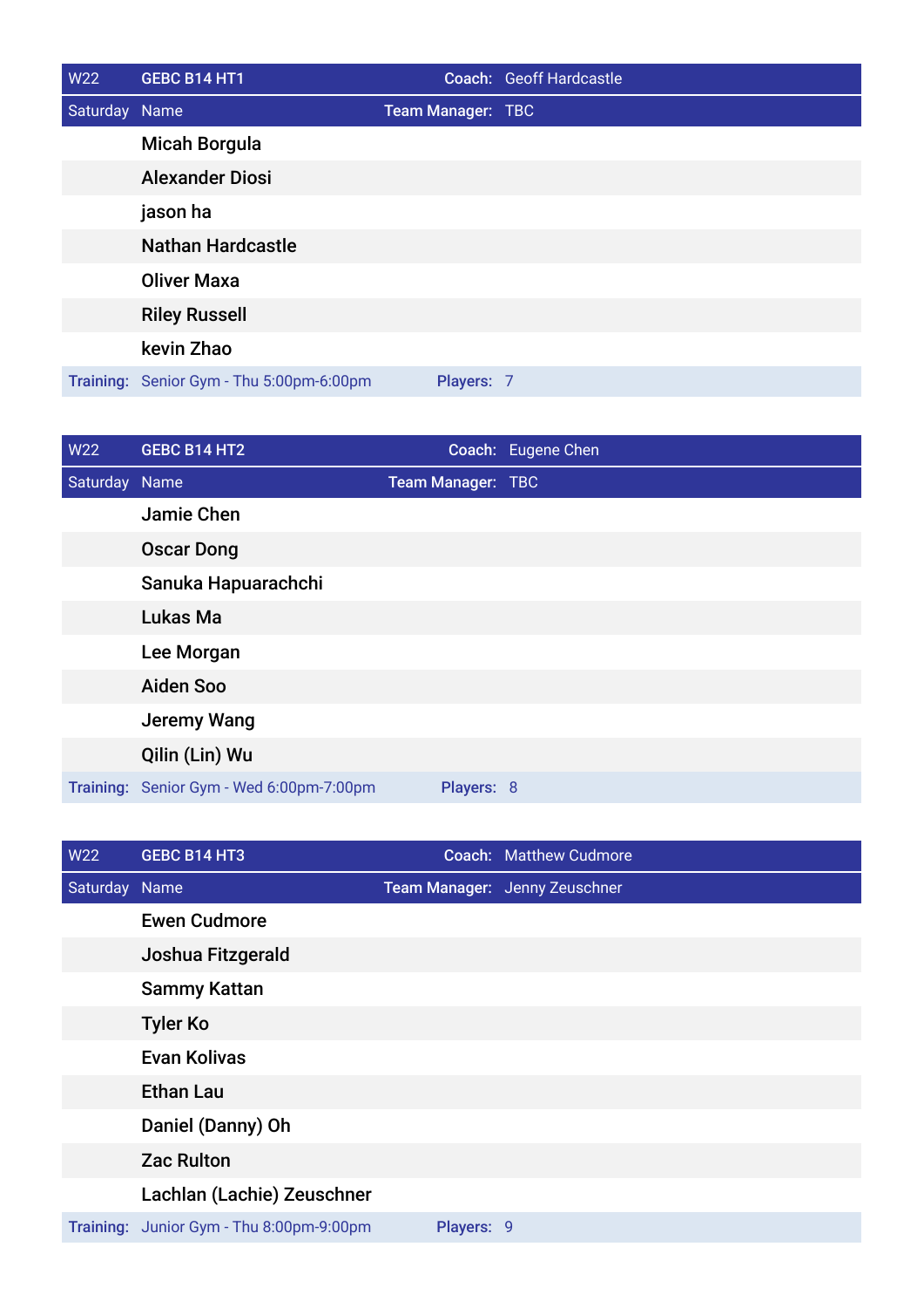| W22 | GEBC B14 HT1 | Coach: | Geoff Hardcastle |
|---|---|---|---|
| Saturday | Name | Team Manager: | TBC |
| | Micah Borgula | | |
| | Alexander Diosi | | |
| | jason ha | | |
| | Nathan Hardcastle | | |
| | Oliver Maxa | | |
| | Riley Russell | | |
| | kevin Zhao | | |
| Training: | Senior Gym - Thu 5:00pm-6:00pm | Players: | 7 |

| W22 | GEBC B14 HT2 | Coach: | Eugene Chen |
|---|---|---|---|
| Saturday | Name | Team Manager: | TBC |
| | Jamie Chen | | |
| | Oscar Dong | | |
| | Sanuka Hapuarachchi | | |
| | Lukas Ma | | |
| | Lee Morgan | | |
| | Aiden Soo | | |
| | Jeremy Wang | | |
| | Qilin (Lin) Wu | | |
| Training: | Senior Gym - Wed 6:00pm-7:00pm | Players: | 8 |

| W22 | GEBC B14 HT3 | Coach: | Matthew Cudmore |
|---|---|---|---|
| Saturday | Name | Team Manager: | Jenny Zeuschner |
| | Ewen Cudmore | | |
| | Joshua Fitzgerald | | |
| | Sammy Kattan | | |
| | Tyler Ko | | |
| | Evan Kolivas | | |
| | Ethan Lau | | |
| | Daniel (Danny) Oh | | |
| | Zac Rulton | | |
| | Lachlan (Lachie) Zeuschner | | |
| Training: | Junior Gym - Thu 8:00pm-9:00pm | Players: | 9 |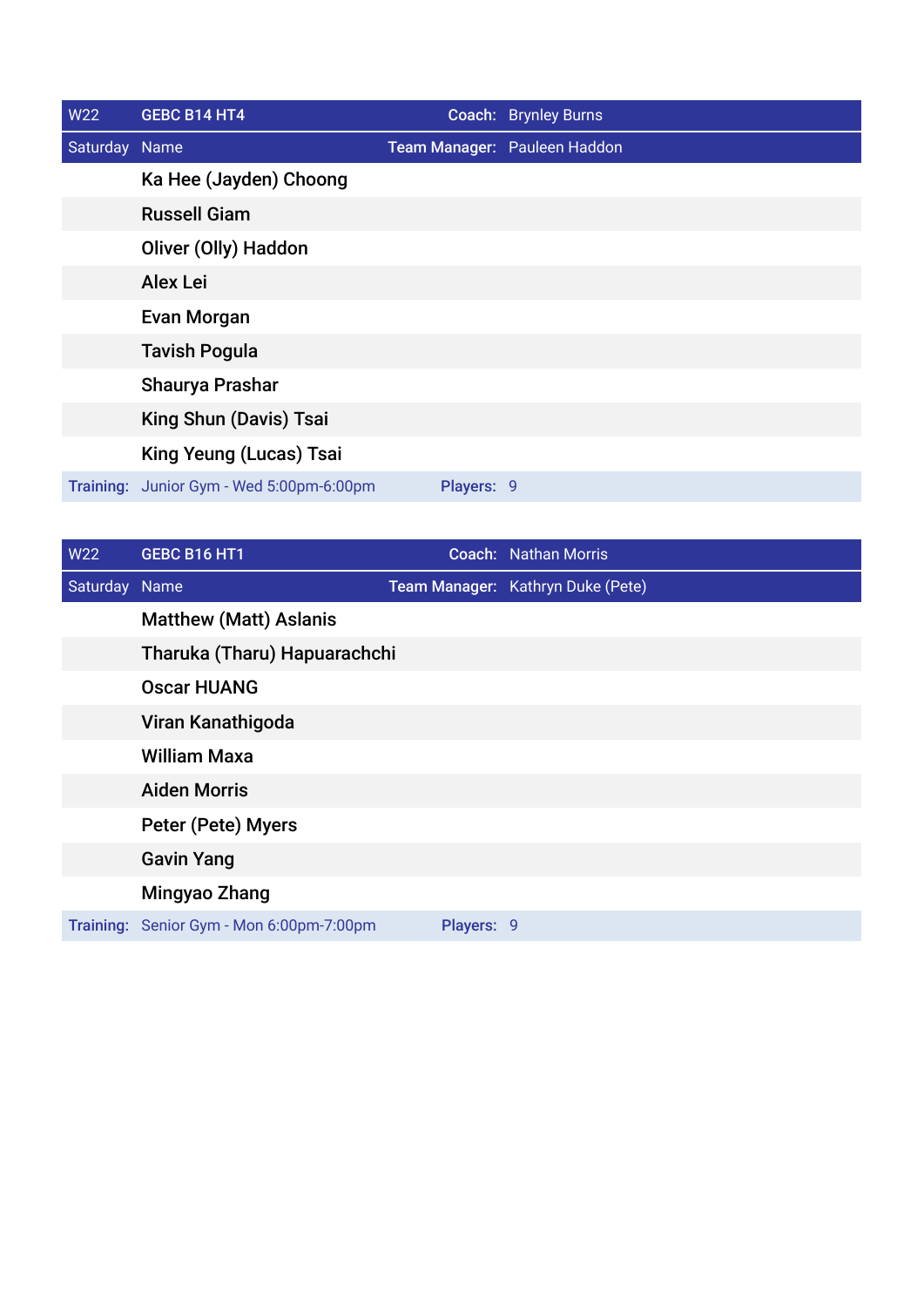| W22 | GEBC B14 HT4 | Coach: | Brynley Burns |
|---|---|---|---|
| Saturday | Name | Team Manager: | Pauleen Haddon |
| | Ka Hee (Jayden) Choong | | |
| | Russell Giam | | |
| | Oliver (Olly) Haddon | | |
| | Alex Lei | | |
| | Evan Morgan | | |
| | Tavish Pogula | | |
| | Shaurya Prashar | | |
| | King Shun (Davis) Tsai | | |
| | King Yeung (Lucas) Tsai | | |
| Training: | Junior Gym - Wed 5:00pm-6:00pm | Players: | 9 |

| W22 | GEBC B16 HT1 | Coach: | Nathan Morris |
|---|---|---|---|
| Saturday | Name | Team Manager: | Kathryn Duke (Pete) |
| | Matthew (Matt) Aslanis | | |
| | Tharuka (Tharu) Hapuarachchi | | |
| | Oscar HUANG | | |
| | Viran Kanathigoda | | |
| | William Maxa | | |
| | Aiden Morris | | |
| | Peter (Pete) Myers | | |
| | Gavin Yang | | |
| | Mingyao Zhang | | |
| Training: | Senior Gym - Mon 6:00pm-7:00pm | Players: | 9 |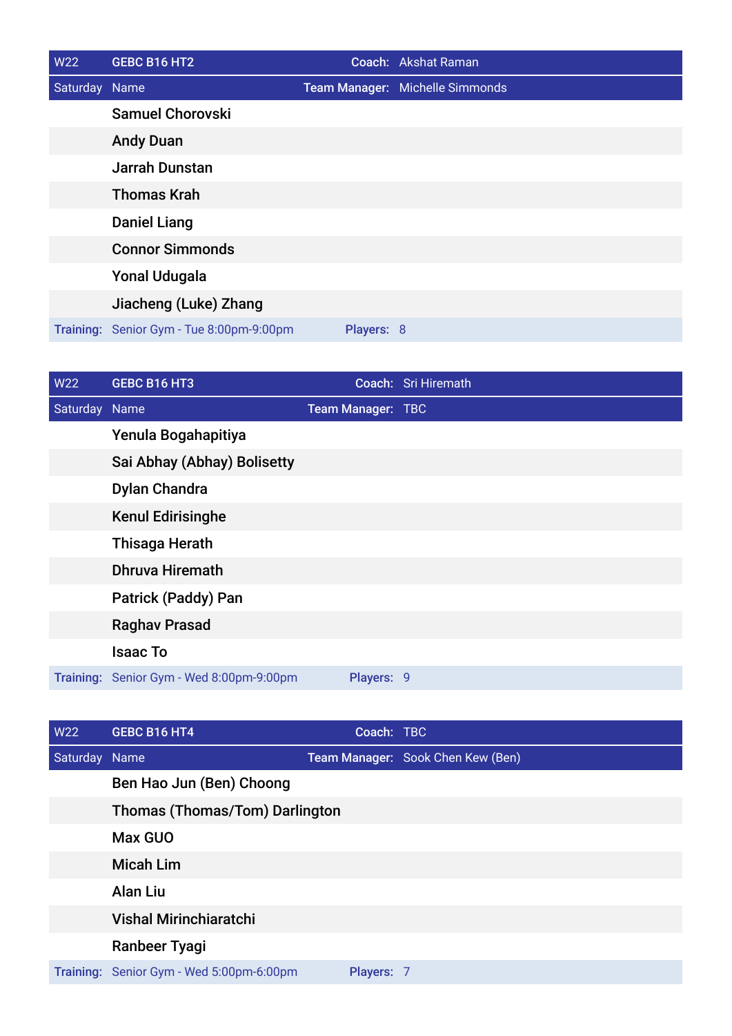| W22 | GEBC B16 HT2 | Coach: | Akshat Raman |
|---|---|---|---|
| Saturday | Name | Team Manager: | Michelle Simmonds |
| | Samuel Chorovski | | |
| | Andy Duan | | |
| | Jarrah Dunstan | | |
| | Thomas Krah | | |
| | Daniel Liang | | |
| | Connor Simmonds | | |
| | Yonal Udugala | | |
| | Jiacheng (Luke) Zhang | | |
| Training: | Senior Gym - Tue 8:00pm-9:00pm | Players: | 8 |

| W22 | GEBC B16 HT3 | Coach: | Sri Hiremath |
|---|---|---|---|
| Saturday | Name | Team Manager: | TBC |
| | Yenula Bogahapitiya | | |
| | Sai Abhay (Abhay) Bolisetty | | |
| | Dylan Chandra | | |
| | Kenul Edirisinghe | | |
| | Thisaga Herath | | |
| | Dhruva Hiremath | | |
| | Patrick (Paddy) Pan | | |
| | Raghav Prasad | | |
| | Isaac To | | |
| Training: | Senior Gym - Wed 8:00pm-9:00pm | Players: | 9 |

| W22 | GEBC B16 HT4 | Coach: | TBC |
|---|---|---|---|
| Saturday | Name | Team Manager: | Sook Chen Kew (Ben) |
| | Ben Hao Jun (Ben) Choong | | |
| | Thomas (Thomas/Tom) Darlington | | |
| | Max GUO | | |
| | Micah Lim | | |
| | Alan Liu | | |
| | Vishal Mirinchiaratchi | | |
| | Ranbeer Tyagi | | |
| Training: | Senior Gym - Wed 5:00pm-6:00pm | Players: | 7 |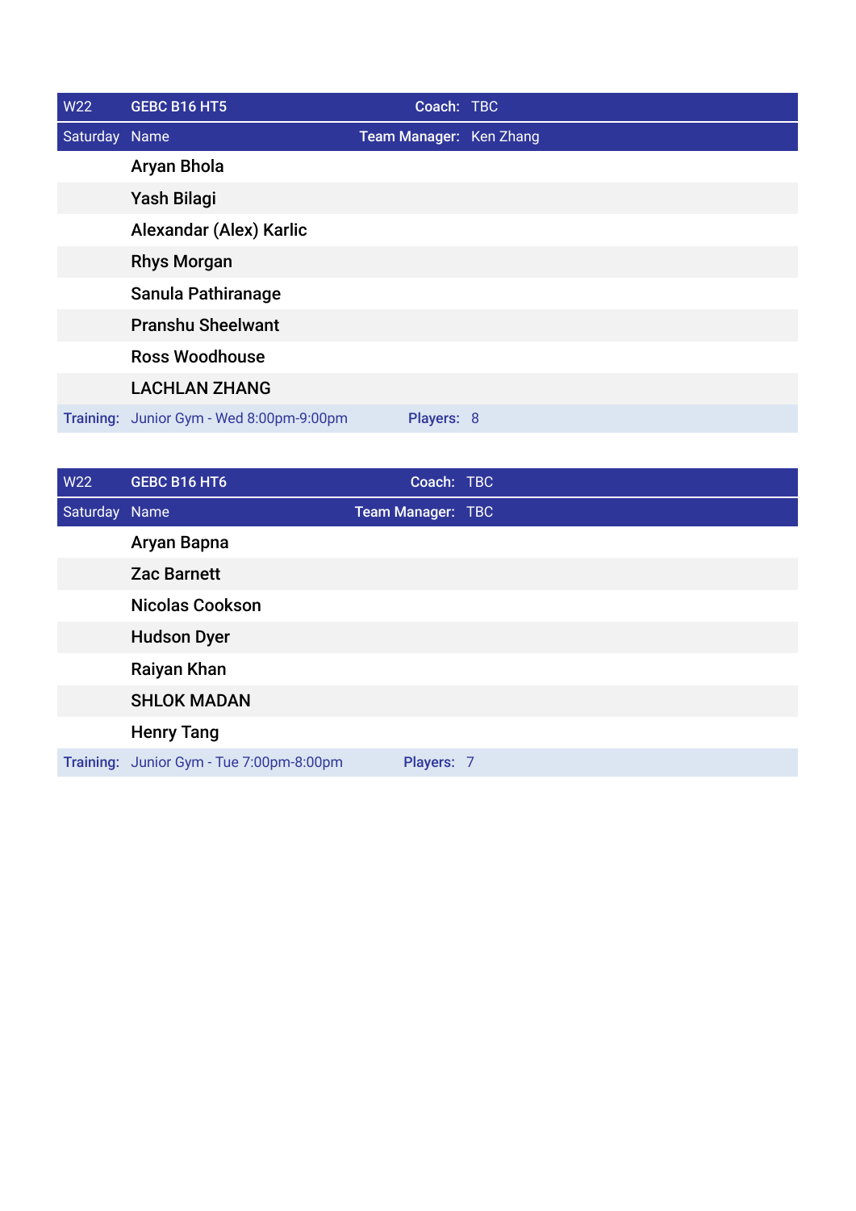| W22 | GEBC B16 HT5 | Coach: | TBC |
| --- | --- | --- | --- |
| Saturday | Name | Team Manager: | Ken Zhang |
| | Aryan Bhola | | |
| | Yash Bilagi | | |
| | Alexandar (Alex) Karlic | | |
| | Rhys Morgan | | |
| | Sanula Pathiranage | | |
| | Pranshu Sheelwant | | |
| | Ross Woodhouse | | |
| | LACHLAN ZHANG | | |
| Training: | Junior Gym - Wed 8:00pm-9:00pm | Players: | 8 |

| W22 | GEBC B16 HT6 | Coach: | TBC |
| --- | --- | --- | --- |
| Saturday | Name | Team Manager: | TBC |
| | Aryan Bapna | | |
| | Zac Barnett | | |
| | Nicolas Cookson | | |
| | Hudson Dyer | | |
| | Raiyan Khan | | |
| | SHLOK MADAN | | |
| | Henry Tang | | |
| Training: | Junior Gym - Tue 7:00pm-8:00pm | Players: | 7 |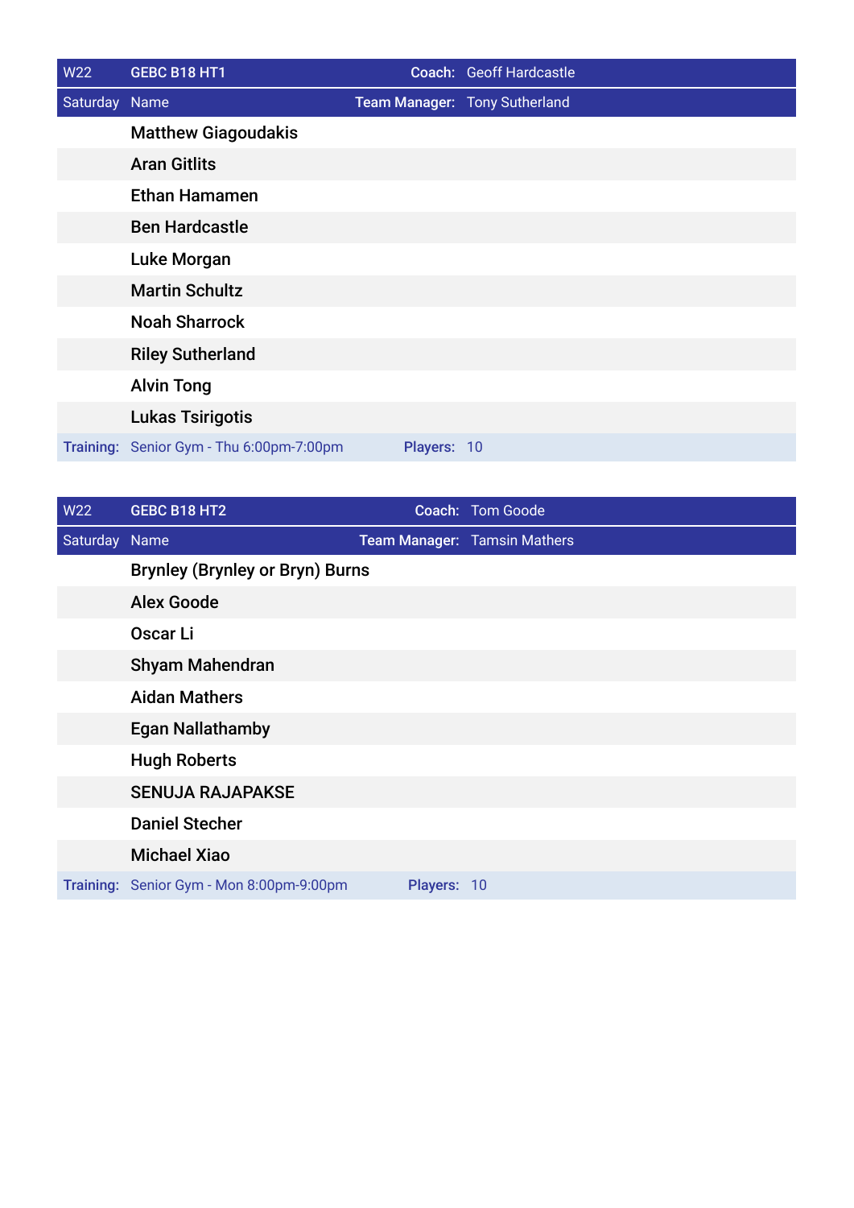| W22 | GEBC B18 HT1 | Coach: | Geoff Hardcastle |
|---|---|---|---|
| Saturday | Name | Team Manager: | Tony Sutherland |
| | Matthew Giagoudakis | | |
| | Aran Gitlits | | |
| | Ethan Hamamen | | |
| | Ben Hardcastle | | |
| | Luke Morgan | | |
| | Martin Schultz | | |
| | Noah Sharrock | | |
| | Riley Sutherland | | |
| | Alvin Tong | | |
| | Lukas Tsirigotis | | |
| Training: | Senior Gym - Thu 6:00pm-7:00pm | Players: | 10 |

| W22 | GEBC B18 HT2 | Coach: | Tom Goode |
|---|---|---|---|
| Saturday | Name | Team Manager: | Tamsin Mathers |
| | Brynley (Brynley or Bryn) Burns | | |
| | Alex Goode | | |
| | Oscar Li | | |
| | Shyam Mahendran | | |
| | Aidan Mathers | | |
| | Egan Nallathamby | | |
| | Hugh Roberts | | |
| | SENUJA RAJAPAKSE | | |
| | Daniel Stecher | | |
| | Michael Xiao | | |
| Training: | Senior Gym - Mon 8:00pm-9:00pm | Players: | 10 |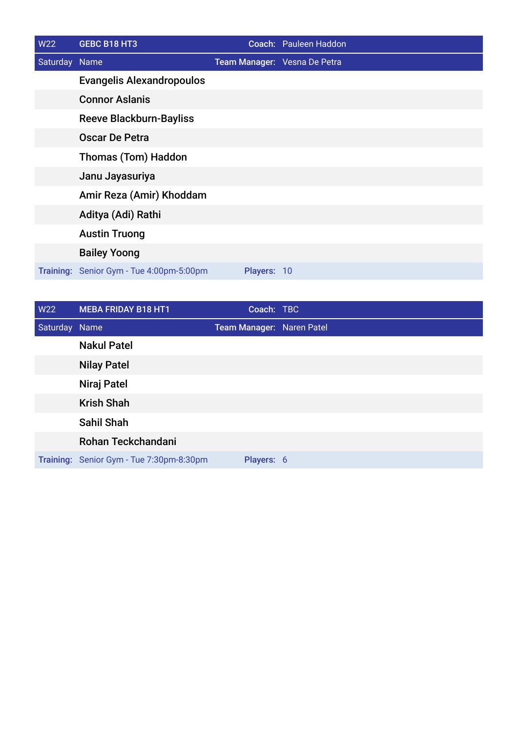| W22 | GEBC B18 HT3 | Coach: | Pauleen Haddon |
|---|---|---|---|
| Saturday | Name | Team Manager: | Vesna De Petra |
| | Evangelis Alexandropoulos | | |
| | Connor Aslanis | | |
| | Reeve Blackburn-Bayliss | | |
| | Oscar De Petra | | |
| | Thomas (Tom) Haddon | | |
| | Janu Jayasuriya | | |
| | Amir Reza (Amir) Khoddam | | |
| | Aditya (Adi) Rathi | | |
| | Austin Truong | | |
| | Bailey Yoong | | |
| Training: | Senior Gym - Tue 4:00pm-5:00pm | Players: | 10 |

| W22 | MEBA FRIDAY B18 HT1 | Coach: | TBC |
|---|---|---|---|
| Saturday | Name | Team Manager: | Naren Patel |
| | Nakul Patel | | |
| | Nilay Patel | | |
| | Niraj Patel | | |
| | Krish Shah | | |
| | Sahil Shah | | |
| | Rohan Teckchandani | | |
| Training: | Senior Gym - Tue 7:30pm-8:30pm | Players: | 6 |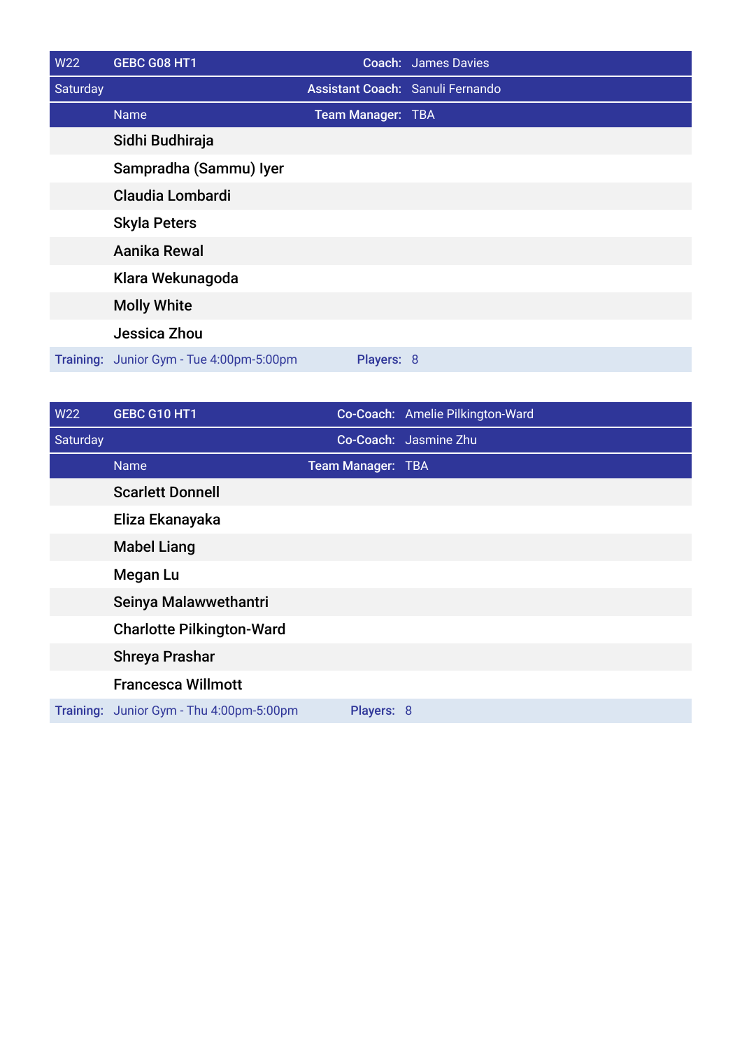| W22 | GEBC G08 HT1 | Coach: | James Davies |
|---|---|---|---|
| Saturday | | Assistant Coach: | Sanuli Fernando |
| | Name | Team Manager: | TBA |
| | Sidhi Budhiraja | | |
| | Sampradha (Sammu) Iyer | | |
| | Claudia Lombardi | | |
| | Skyla Peters | | |
| | Aanika Rewal | | |
| | Klara Wekunagoda | | |
| | Molly White | | |
| | Jessica Zhou | | |
| Training: | Junior Gym - Tue 4:00pm-5:00pm | Players: | 8 |

| W22 | GEBC G10 HT1 | Co-Coach: | Amelie Pilkington-Ward |
|---|---|---|---|
| Saturday | | Co-Coach: | Jasmine Zhu |
| | Name | Team Manager: | TBA |
| | Scarlett Donnell | | |
| | Eliza Ekanayaka | | |
| | Mabel Liang | | |
| | Megan Lu | | |
| | Seinya Malawwethantri | | |
| | Charlotte Pilkington-Ward | | |
| | Shreya Prashar | | |
| | Francesca Willmott | | |
| Training: | Junior Gym - Thu 4:00pm-5:00pm | Players: | 8 |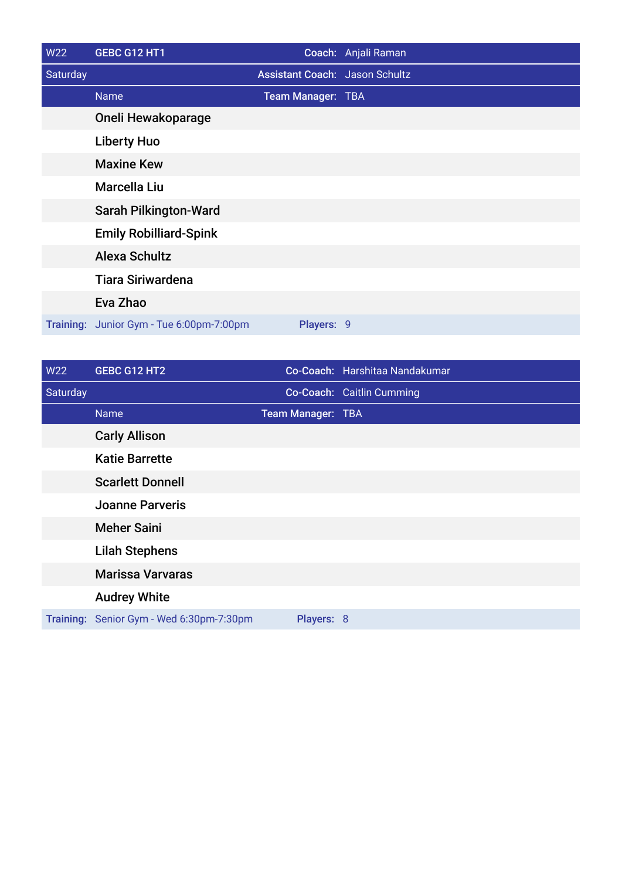| W22 | GEBC G12 HT1 | Coach: | Anjali Raman |
|---|---|---|---|
| Saturday | | Assistant Coach: | Jason Schultz |
| | Name | Team Manager: | TBA |
| | Oneli Hewakoparage | | |
| | Liberty Huo | | |
| | Maxine Kew | | |
| | Marcella Liu | | |
| | Sarah Pilkington-Ward | | |
| | Emily Robilliard-Spink | | |
| | Alexa Schultz | | |
| | Tiara Siriwardena | | |
| | Eva Zhao | | |
| Training: | Junior Gym - Tue 6:00pm-7:00pm | Players: | 9 |

| W22 | GEBC G12 HT2 | Co-Coach: | Harshitaa Nandakumar |
|---|---|---|---|
| Saturday | | Co-Coach: | Caitlin Cumming |
| | Name | Team Manager: | TBA |
| | Carly Allison | | |
| | Katie Barrette | | |
| | Scarlett Donnell | | |
| | Joanne Parveris | | |
| | Meher Saini | | |
| | Lilah Stephens | | |
| | Marissa Varvaras | | |
| | Audrey White | | |
| Training: | Senior Gym - Wed 6:30pm-7:30pm | Players: | 8 |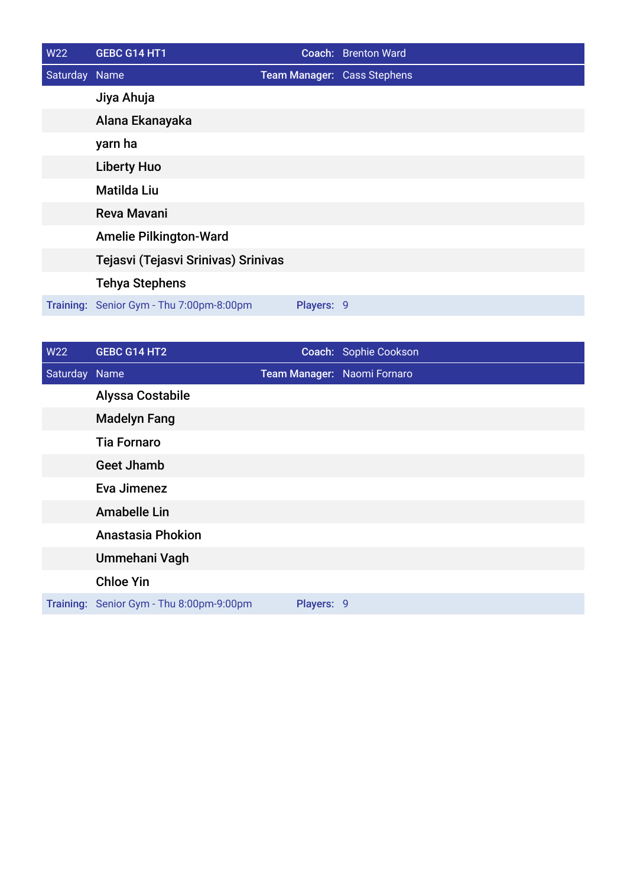| W22 | GEBC G14 HT1 | Coach: | Brenton Ward |
|---|---|---|---|
| Saturday | Name | Team Manager: | Cass Stephens |
| | Jiya Ahuja | | |
| | Alana Ekanayaka | | |
| | yarn ha | | |
| | Liberty Huo | | |
| | Matilda Liu | | |
| | Reva Mavani | | |
| | Amelie Pilkington-Ward | | |
| | Tejasvi (Tejasvi Srinivas) Srinivas | | |
| | Tehya Stephens | | |
| Training: | Senior Gym - Thu 7:00pm-8:00pm | Players: | 9 |

| W22 | GEBC G14 HT2 | Coach: | Sophie Cookson |
|---|---|---|---|
| Saturday | Name | Team Manager: | Naomi Fornaro |
| | Alyssa Costabile | | |
| | Madelyn Fang | | |
| | Tia Fornaro | | |
| | Geet Jhamb | | |
| | Eva Jimenez | | |
| | Amabelle Lin | | |
| | Anastasia Phokion | | |
| | Ummehani Vagh | | |
| | Chloe Yin | | |
| Training: | Senior Gym - Thu 8:00pm-9:00pm | Players: | 9 |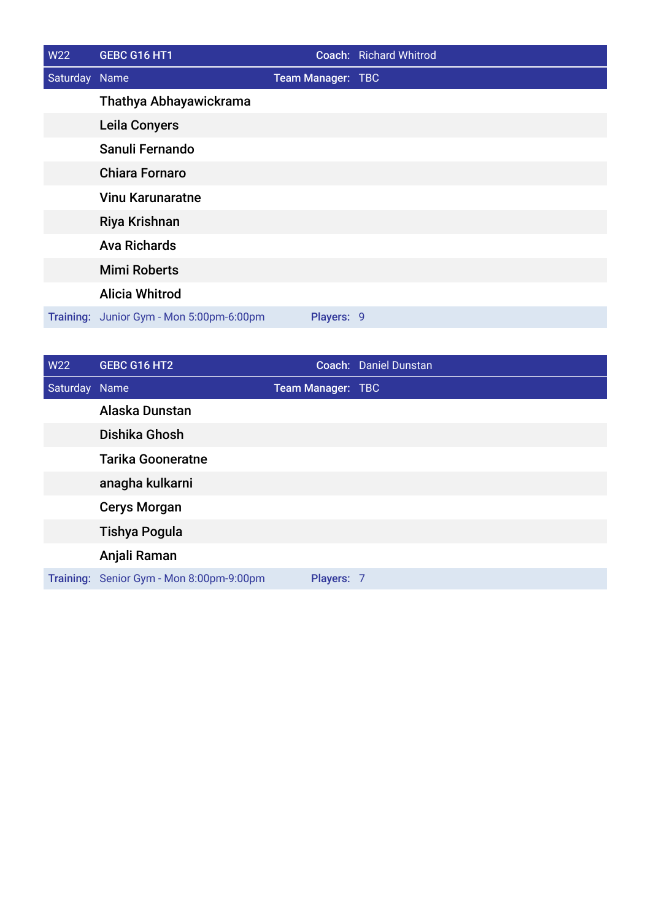| W22 | GEBC G16 HT1 | Coach: | Richard Whitrod |
|---|---|---|---|
| Saturday | Name | Team Manager: | TBC |
| | Thathya Abhayawickrama | | |
| | Leila Conyers | | |
| | Sanuli Fernando | | |
| | Chiara Fornaro | | |
| | Vinu Karunaratne | | |
| | Riya Krishnan | | |
| | Ava Richards | | |
| | Mimi Roberts | | |
| | Alicia Whitrod | | |
| Training: | Junior Gym - Mon 5:00pm-6:00pm | Players: | 9 |

| W22 | GEBC G16 HT2 | Coach: | Daniel Dunstan |
|---|---|---|---|
| Saturday | Name | Team Manager: | TBC |
| | Alaska Dunstan | | |
| | Dishika Ghosh | | |
| | Tarika Gooneratne | | |
| | anagha kulkarni | | |
| | Cerys Morgan | | |
| | Tishya Pogula | | |
| | Anjali Raman | | |
| Training: | Senior Gym - Mon 8:00pm-9:00pm | Players: | 7 |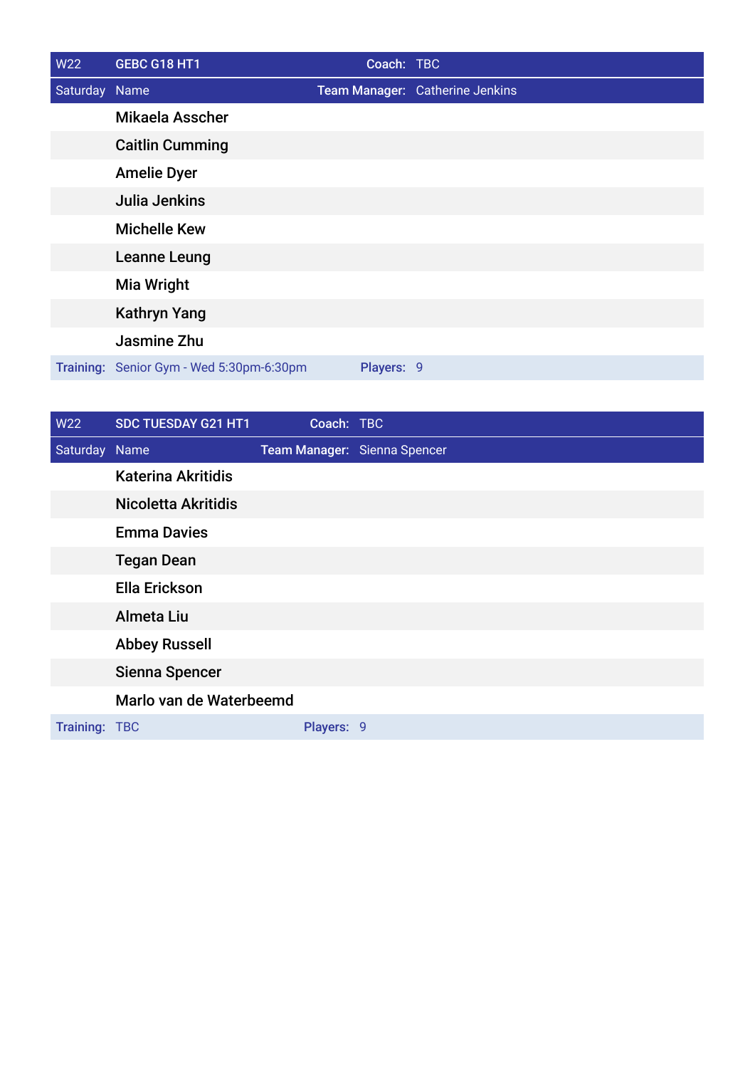| W22 | GEBC G18 HT1 | Coach: TBC |
|---|---|---|
| Saturday | Name | Team Manager: Catherine Jenkins |
| | Mikaela Asscher | |
| | Caitlin Cumming | |
| | Amelie Dyer | |
| | Julia Jenkins | |
| | Michelle Kew | |
| | Leanne Leung | |
| | Mia Wright | |
| | Kathryn Yang | |
| | Jasmine Zhu | |
| Training: | Senior Gym - Wed 5:30pm-6:30pm | Players: 9 |

| W22 | SDC TUESDAY G21 HT1 | Coach: TBC |
|---|---|---|
| Saturday | Name | Team Manager: Sienna Spencer |
| | Katerina Akritidis | |
| | Nicoletta Akritidis | |
| | Emma Davies | |
| | Tegan Dean | |
| | Ella Erickson | |
| | Almeta Liu | |
| | Abbey Russell | |
| | Sienna Spencer | |
| | Marlo van de Waterbeemd | |
| Training: | TBC | Players: 9 |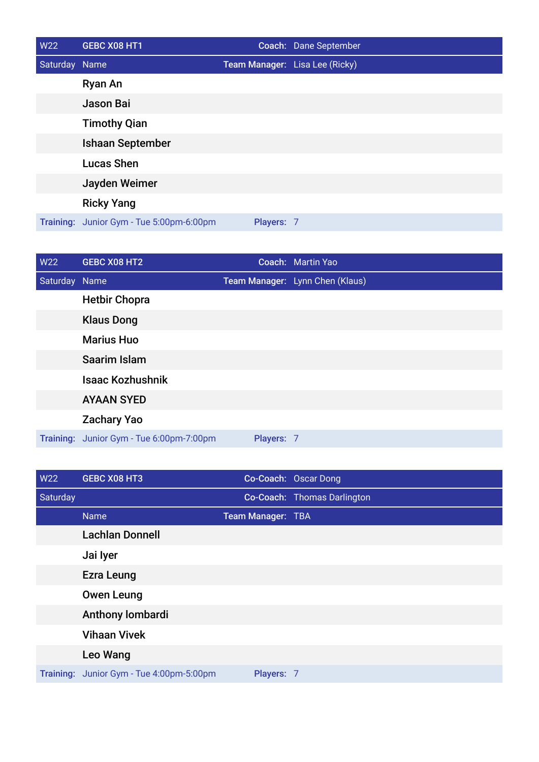| W22 | GEBC X08 HT1 | Coach: | Dane September |
|---|---|---|---|
| Saturday | Name | Team Manager: | Lisa Lee (Ricky) |
| | Ryan An | | |
| | Jason Bai | | |
| | Timothy Qian | | |
| | Ishaan September | | |
| | Lucas Shen | | |
| | Jayden Weimer | | |
| | Ricky Yang | | |
| Training: | Junior Gym - Tue 5:00pm-6:00pm | Players: | 7 |

| W22 | GEBC X08 HT2 | Coach: | Martin Yao |
|---|---|---|---|
| Saturday | Name | Team Manager: | Lynn Chen (Klaus) |
| | Hetbir Chopra | | |
| | Klaus Dong | | |
| | Marius Huo | | |
| | Saarim Islam | | |
| | Isaac Kozhushnik | | |
| | AYAAN SYED | | |
| | Zachary Yao | | |
| Training: | Junior Gym - Tue 6:00pm-7:00pm | Players: | 7 |

| W22 | GEBC X08 HT3 | Co-Coach: | Oscar Dong |
|---|---|---|---|
| Saturday | | Co-Coach: | Thomas Darlington |
| | Name | Team Manager: | TBA |
| | Lachlan Donnell | | |
| | Jai Iyer | | |
| | Ezra Leung | | |
| | Owen Leung | | |
| | Anthony lombardi | | |
| | Vihaan Vivek | | |
| | Leo Wang | | |
| Training: | Junior Gym - Tue 4:00pm-5:00pm | Players: | 7 |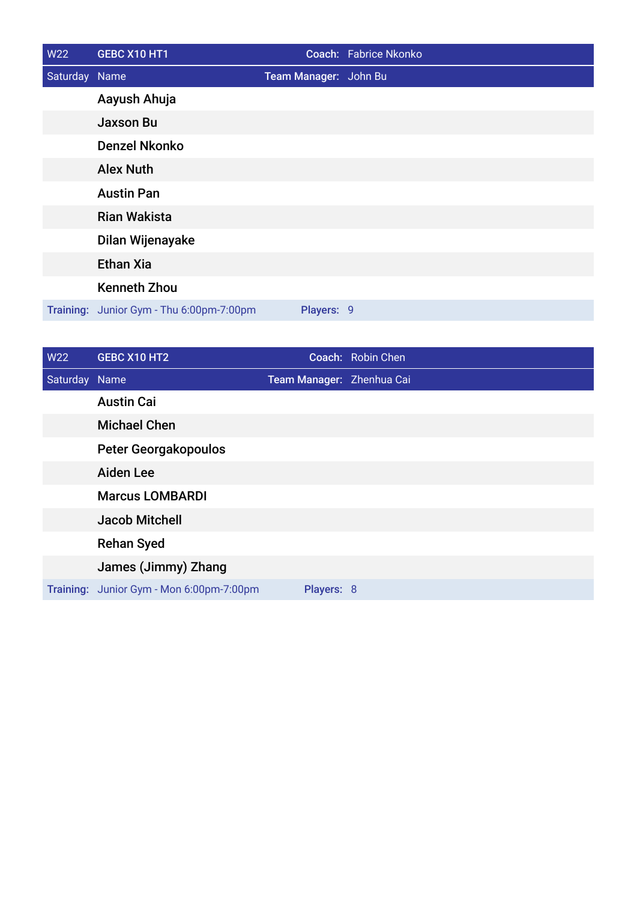| W22 | GEBC X10 HT1 | Coach: | Fabrice Nkonko |
|---|---|---|---|
| Saturday | Name | Team Manager: | John Bu |
| | Aayush Ahuja | | |
| | Jaxson Bu | | |
| | Denzel Nkonko | | |
| | Alex Nuth | | |
| | Austin Pan | | |
| | Rian Wakista | | |
| | Dilan Wijenayake | | |
| | Ethan Xia | | |
| | Kenneth Zhou | | |
| Training: | Junior Gym - Thu 6:00pm-7:00pm | Players: | 9 |

| W22 | GEBC X10 HT2 | Coach: | Robin Chen |
|---|---|---|---|
| Saturday | Name | Team Manager: | Zhenhua Cai |
| | Austin Cai | | |
| | Michael Chen | | |
| | Peter Georgakopoulos | | |
| | Aiden Lee | | |
| | Marcus LOMBARDI | | |
| | Jacob Mitchell | | |
| | Rehan Syed | | |
| | James (Jimmy) Zhang | | |
| Training: | Junior Gym - Mon 6:00pm-7:00pm | Players: | 8 |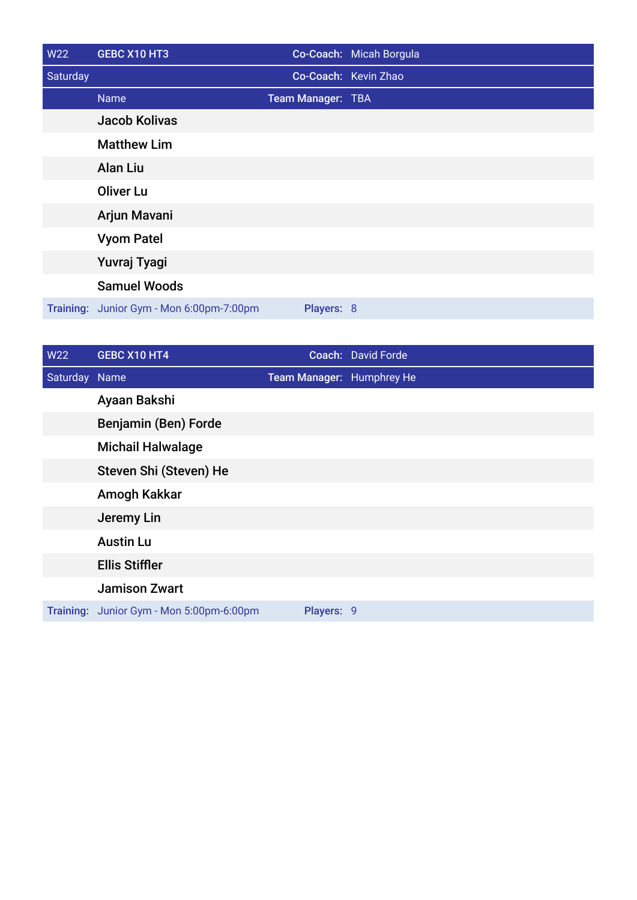| W22 | GEBC X10 HT3 | Co-Coach: | Micah Borgula |
| --- | --- | --- | --- |
| Saturday | | Co-Coach: | Kevin Zhao |
| | Name | Team Manager: | TBA |
| | Jacob Kolivas | | |
| | Matthew Lim | | |
| | Alan Liu | | |
| | Oliver Lu | | |
| | Arjun Mavani | | |
| | Vyom Patel | | |
| | Yuvraj Tyagi | | |
| | Samuel Woods | | |
| Training: | Junior Gym - Mon 6:00pm-7:00pm | Players: | 8 |

| W22 | GEBC X10 HT4 | Coach: | David Forde |
| --- | --- | --- | --- |
| Saturday | Name | Team Manager: | Humphrey He |
| | Ayaan Bakshi | | |
| | Benjamin (Ben) Forde | | |
| | Michail Halwalage | | |
| | Steven Shi (Steven) He | | |
| | Amogh Kakkar | | |
| | Jeremy Lin | | |
| | Austin Lu | | |
| | Ellis Stiffler | | |
| | Jamison Zwart | | |
| Training: | Junior Gym - Mon 5:00pm-6:00pm | Players: | 9 |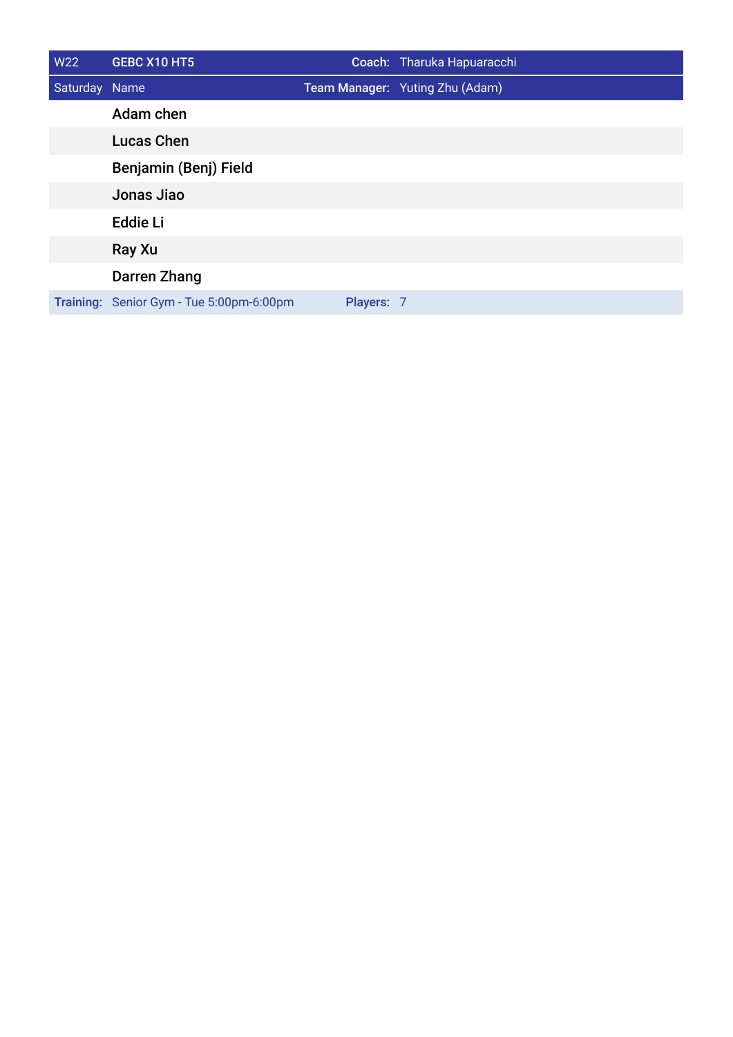| W22 | GEBC X10 HT5 | Coach: | Tharuka Hapuaracchi |
|---|---|---|---|
| Saturday | Name | Team Manager: | Yuting Zhu (Adam) |
| | Adam chen | | |
| | Lucas Chen | | |
| | Benjamin (Benj) Field | | |
| | Jonas Jiao | | |
| | Eddie Li | | |
| | Ray Xu | | |
| | Darren Zhang | | |
| Training: | Senior Gym - Tue 5:00pm-6:00pm | Players: | 7 |